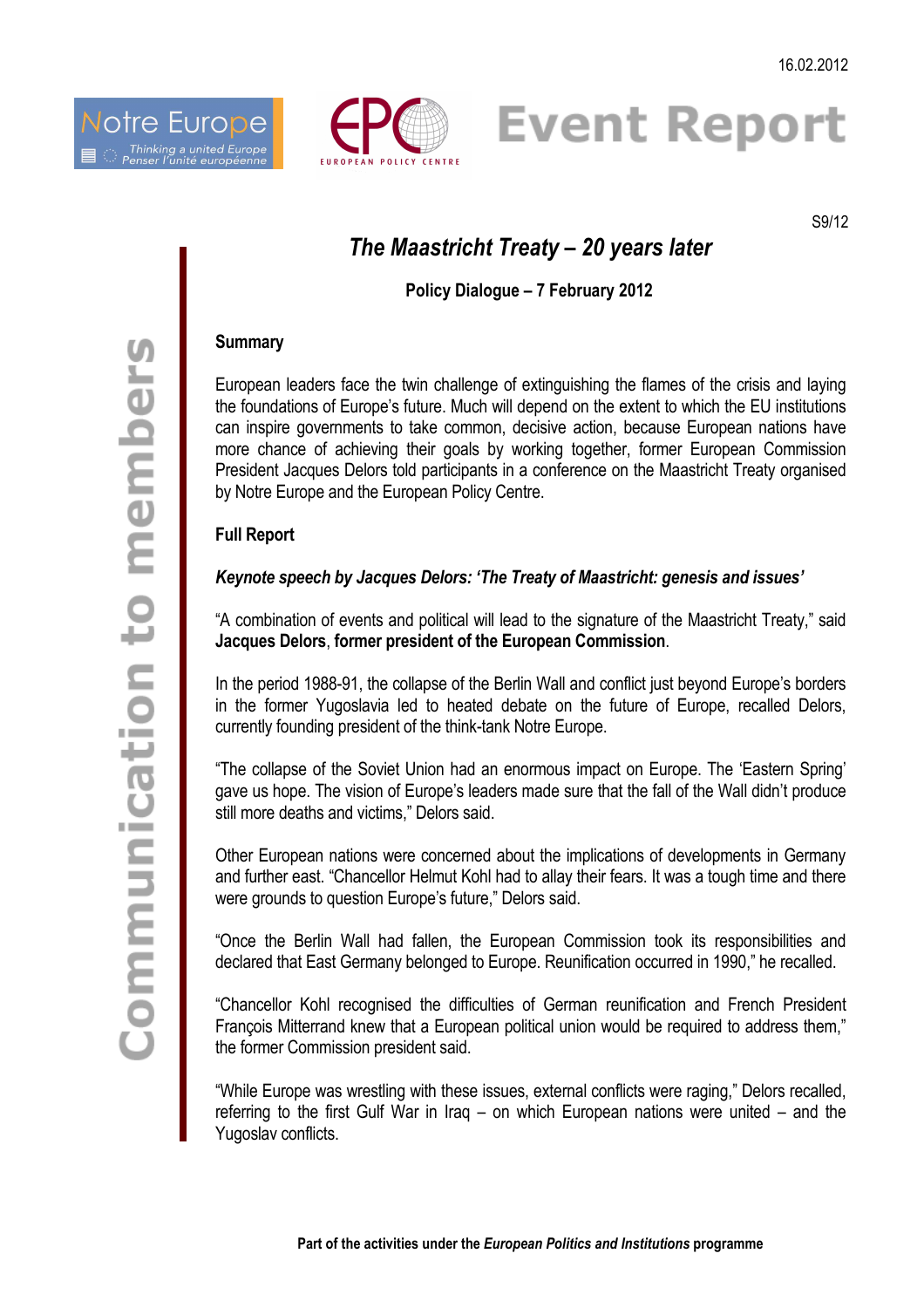16.02.2012

Notre Europe — Thinking a united Europe / Penser l'unité européenne

EPC — EUROPEAN POLICY CENTRE

# Event Report

S9/12

Communication to members

## *The Maastricht Treaty – 20 years later*

**Policy Dialogue – 7 February 2012**

### Summary

European leaders face the twin challenge of extinguishing the flames of the crisis and laying the foundations of Europe's future. Much will depend on the extent to which the EU institutions can inspire governments to take common, decisive action, because European nations have more chance of achieving their goals by working together, former European Commission President Jacques Delors told participants in a conference on the Maastricht Treaty organised by Notre Europe and the European Policy Centre.

### Full Report

***Keynote speech by Jacques Delors: 'The Treaty of Maastricht: genesis and issues'***

"A combination of events and political will lead to the signature of the Maastricht Treaty," said **Jacques Delors**, **former president of the European Commission**.

In the period 1988-91, the collapse of the Berlin Wall and conflict just beyond Europe's borders in the former Yugoslavia led to heated debate on the future of Europe, recalled Delors, currently founding president of the think-tank Notre Europe.

"The collapse of the Soviet Union had an enormous impact on Europe. The 'Eastern Spring' gave us hope. The vision of Europe's leaders made sure that the fall of the Wall didn't produce still more deaths and victims," Delors said.

Other European nations were concerned about the implications of developments in Germany and further east. "Chancellor Helmut Kohl had to allay their fears. It was a tough time and there were grounds to question Europe's future," Delors said.

"Once the Berlin Wall had fallen, the European Commission took its responsibilities and declared that East Germany belonged to Europe. Reunification occurred in 1990," he recalled.

"Chancellor Kohl recognised the difficulties of German reunification and French President François Mitterrand knew that a European political union would be required to address them," the former Commission president said.

"While Europe was wrestling with these issues, external conflicts were raging," Delors recalled, referring to the first Gulf War in Iraq – on which European nations were united – and the Yugoslav conflicts.

**Part of the activities under the *European Politics and Institutions* programme**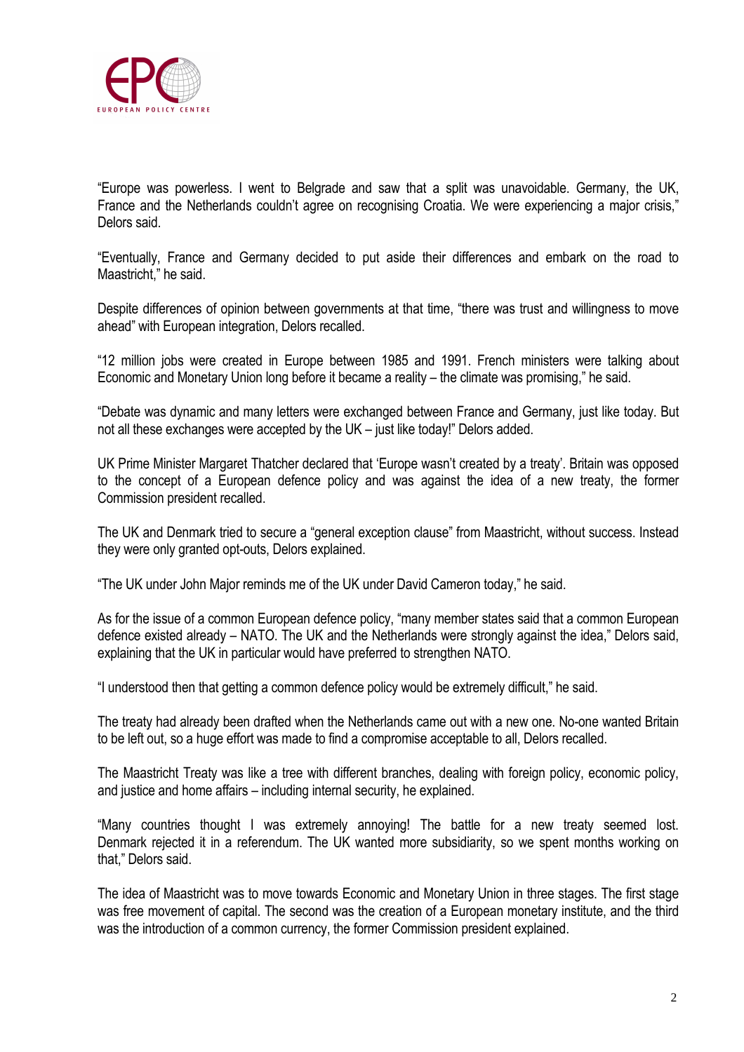"Europe was powerless. I went to Belgrade and saw that a split was unavoidable. Germany, the UK, France and the Netherlands couldn't agree on recognising Croatia. We were experiencing a major crisis," Delors said.

"Eventually, France and Germany decided to put aside their differences and embark on the road to Maastricht," he said.

Despite differences of opinion between governments at that time, "there was trust and willingness to move ahead" with European integration, Delors recalled.

"12 million jobs were created in Europe between 1985 and 1991. French ministers were talking about Economic and Monetary Union long before it became a reality – the climate was promising," he said.

"Debate was dynamic and many letters were exchanged between France and Germany, just like today. But not all these exchanges were accepted by the UK – just like today!" Delors added.

UK Prime Minister Margaret Thatcher declared that 'Europe wasn't created by a treaty'. Britain was opposed to the concept of a European defence policy and was against the idea of a new treaty, the former Commission president recalled.

The UK and Denmark tried to secure a "general exception clause" from Maastricht, without success. Instead they were only granted opt-outs, Delors explained.

"The UK under John Major reminds me of the UK under David Cameron today," he said.

As for the issue of a common European defence policy, "many member states said that a common European defence existed already – NATO. The UK and the Netherlands were strongly against the idea," Delors said, explaining that the UK in particular would have preferred to strengthen NATO.

"I understood then that getting a common defence policy would be extremely difficult," he said.

The treaty had already been drafted when the Netherlands came out with a new one. No-one wanted Britain to be left out, so a huge effort was made to find a compromise acceptable to all, Delors recalled.

The Maastricht Treaty was like a tree with different branches, dealing with foreign policy, economic policy, and justice and home affairs – including internal security, he explained.

"Many countries thought I was extremely annoying! The battle for a new treaty seemed lost. Denmark rejected it in a referendum. The UK wanted more subsidiarity, so we spent months working on that," Delors said.

The idea of Maastricht was to move towards Economic and Monetary Union in three stages. The first stage was free movement of capital. The second was the creation of a European monetary institute, and the third was the introduction of a common currency, the former Commission president explained.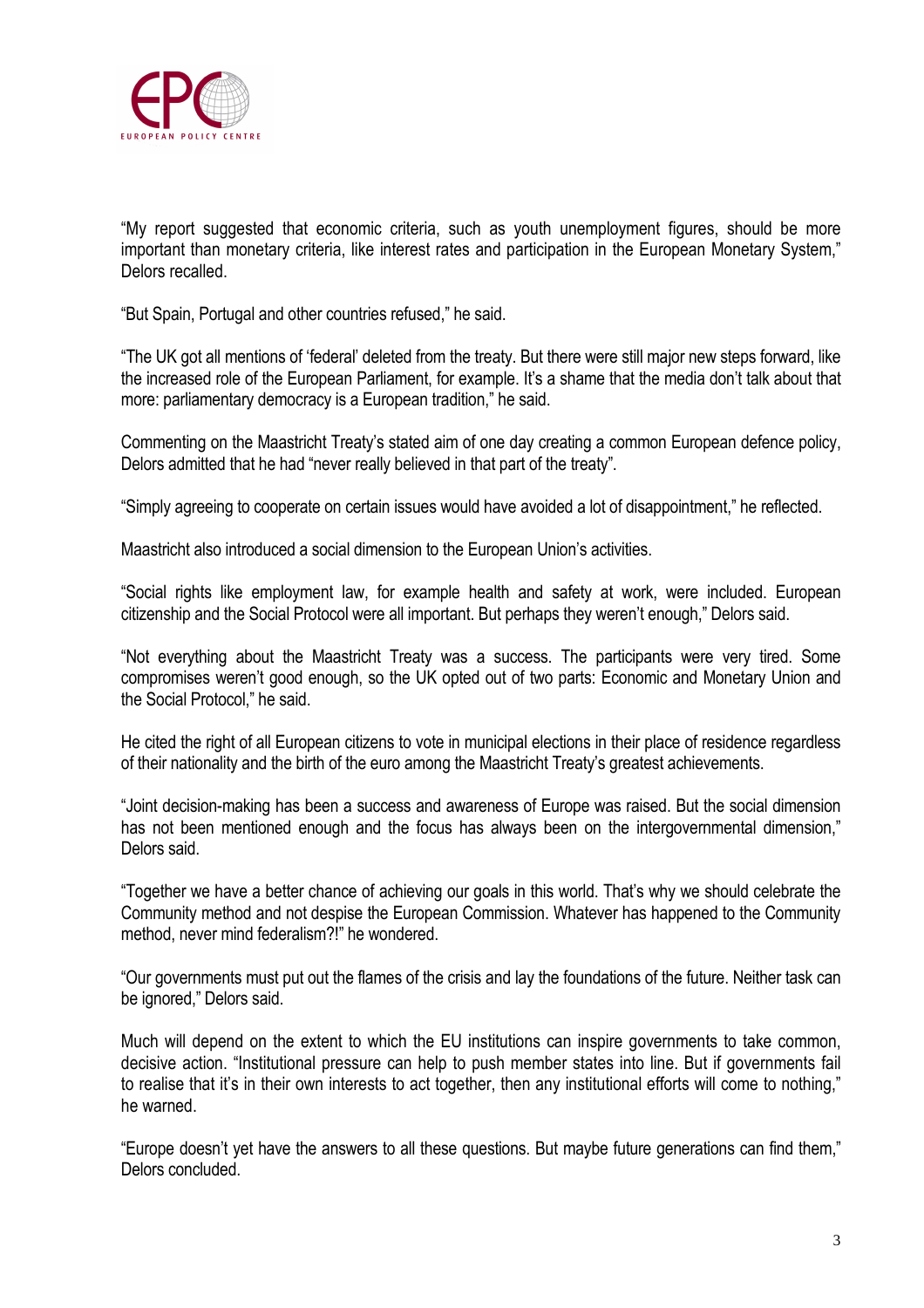"My report suggested that economic criteria, such as youth unemployment figures, should be more important than monetary criteria, like interest rates and participation in the European Monetary System," Delors recalled.

"But Spain, Portugal and other countries refused," he said.

"The UK got all mentions of 'federal' deleted from the treaty. But there were still major new steps forward, like the increased role of the European Parliament, for example. It's a shame that the media don't talk about that more: parliamentary democracy is a European tradition," he said.

Commenting on the Maastricht Treaty's stated aim of one day creating a common European defence policy, Delors admitted that he had "never really believed in that part of the treaty".

"Simply agreeing to cooperate on certain issues would have avoided a lot of disappointment," he reflected.

Maastricht also introduced a social dimension to the European Union's activities.

"Social rights like employment law, for example health and safety at work, were included. European citizenship and the Social Protocol were all important. But perhaps they weren't enough," Delors said.

"Not everything about the Maastricht Treaty was a success. The participants were very tired. Some compromises weren't good enough, so the UK opted out of two parts: Economic and Monetary Union and the Social Protocol," he said.

He cited the right of all European citizens to vote in municipal elections in their place of residence regardless of their nationality and the birth of the euro among the Maastricht Treaty's greatest achievements.

"Joint decision-making has been a success and awareness of Europe was raised. But the social dimension has not been mentioned enough and the focus has always been on the intergovernmental dimension," Delors said.

"Together we have a better chance of achieving our goals in this world. That's why we should celebrate the Community method and not despise the European Commission. Whatever has happened to the Community method, never mind federalism?!" he wondered.

"Our governments must put out the flames of the crisis and lay the foundations of the future. Neither task can be ignored," Delors said.

Much will depend on the extent to which the EU institutions can inspire governments to take common, decisive action. "Institutional pressure can help to push member states into line. But if governments fail to realise that it's in their own interests to act together, then any institutional efforts will come to nothing," he warned.

"Europe doesn't yet have the answers to all these questions. But maybe future generations can find them," Delors concluded.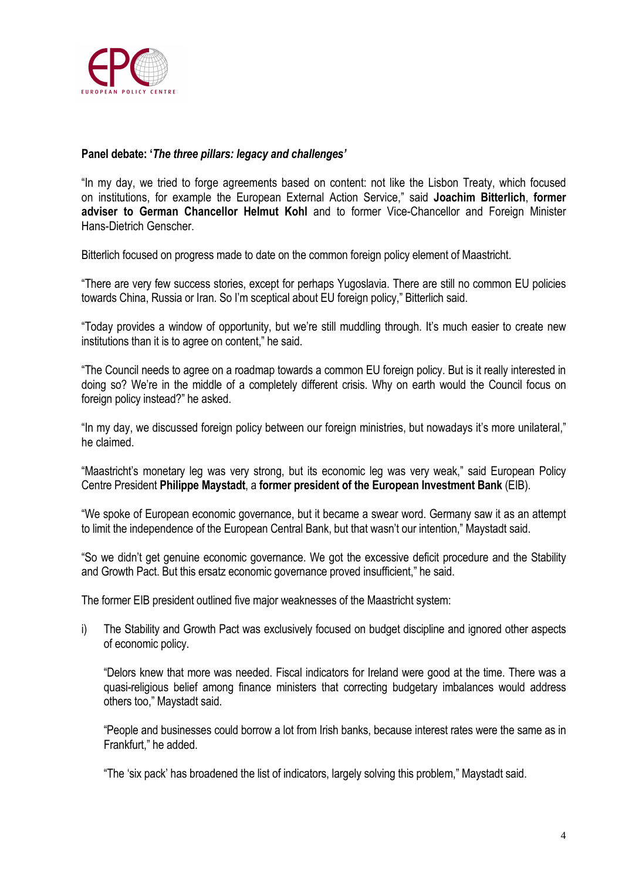**Panel debate: '*The three pillars: legacy and challenges'***

"In my day, we tried to forge agreements based on content: not like the Lisbon Treaty, which focused on institutions, for example the European External Action Service," said **Joachim Bitterlich**, **former adviser to German Chancellor Helmut Kohl** and to former Vice-Chancellor and Foreign Minister Hans-Dietrich Genscher.

Bitterlich focused on progress made to date on the common foreign policy element of Maastricht.

"There are very few success stories, except for perhaps Yugoslavia. There are still no common EU policies towards China, Russia or Iran. So I'm sceptical about EU foreign policy," Bitterlich said.

"Today provides a window of opportunity, but we're still muddling through. It's much easier to create new institutions than it is to agree on content," he said.

"The Council needs to agree on a roadmap towards a common EU foreign policy. But is it really interested in doing so? We're in the middle of a completely different crisis. Why on earth would the Council focus on foreign policy instead?" he asked.

"In my day, we discussed foreign policy between our foreign ministries, but nowadays it's more unilateral," he claimed.

"Maastricht's monetary leg was very strong, but its economic leg was very weak," said European Policy Centre President **Philippe Maystadt**, a **former president of the European Investment Bank** (EIB).

"We spoke of European economic governance, but it became a swear word. Germany saw it as an attempt to limit the independence of the European Central Bank, but that wasn't our intention," Maystadt said.

"So we didn't get genuine economic governance. We got the excessive deficit procedure and the Stability and Growth Pact. But this ersatz economic governance proved insufficient," he said.

The former EIB president outlined five major weaknesses of the Maastricht system:

i) The Stability and Growth Pact was exclusively focused on budget discipline and ignored other aspects of economic policy.

   "Delors knew that more was needed. Fiscal indicators for Ireland were good at the time. There was a quasi-religious belief among finance ministers that correcting budgetary imbalances would address others too," Maystadt said.

   "People and businesses could borrow a lot from Irish banks, because interest rates were the same as in Frankfurt," he added.

   "The 'six pack' has broadened the list of indicators, largely solving this problem," Maystadt said.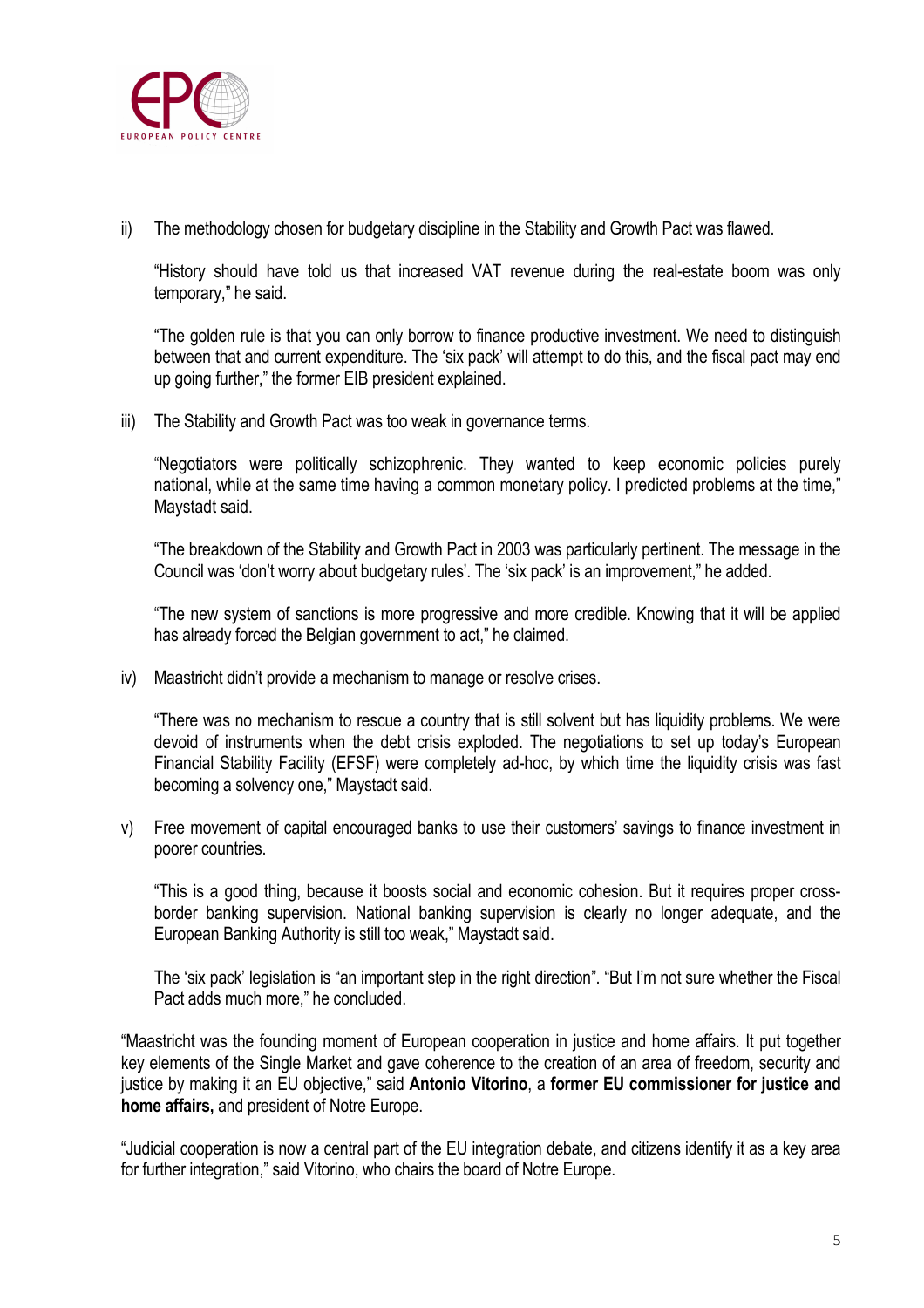ii) The methodology chosen for budgetary discipline in the Stability and Growth Pact was flawed.

   "History should have told us that increased VAT revenue during the real-estate boom was only temporary," he said.

   "The golden rule is that you can only borrow to finance productive investment. We need to distinguish between that and current expenditure. The 'six pack' will attempt to do this, and the fiscal pact may end up going further," the former EIB president explained.

iii) The Stability and Growth Pact was too weak in governance terms.

   "Negotiators were politically schizophrenic. They wanted to keep economic policies purely national, while at the same time having a common monetary policy. I predicted problems at the time," Maystadt said.

   "The breakdown of the Stability and Growth Pact in 2003 was particularly pertinent. The message in the Council was 'don't worry about budgetary rules'. The 'six pack' is an improvement," he added.

   "The new system of sanctions is more progressive and more credible. Knowing that it will be applied has already forced the Belgian government to act," he claimed.

iv) Maastricht didn't provide a mechanism to manage or resolve crises.

   "There was no mechanism to rescue a country that is still solvent but has liquidity problems. We were devoid of instruments when the debt crisis exploded. The negotiations to set up today's European Financial Stability Facility (EFSF) were completely ad-hoc, by which time the liquidity crisis was fast becoming a solvency one," Maystadt said.

v) Free movement of capital encouraged banks to use their customers' savings to finance investment in poorer countries.

   "This is a good thing, because it boosts social and economic cohesion. But it requires proper cross-border banking supervision. National banking supervision is clearly no longer adequate, and the European Banking Authority is still too weak," Maystadt said.

   The 'six pack' legislation is "an important step in the right direction". "But I'm not sure whether the Fiscal Pact adds much more," he concluded.

"Maastricht was the founding moment of European cooperation in justice and home affairs. It put together key elements of the Single Market and gave coherence to the creation of an area of freedom, security and justice by making it an EU objective," said **Antonio Vitorino**, a **former EU commissioner for justice and home affairs,** and president of Notre Europe.

"Judicial cooperation is now a central part of the EU integration debate, and citizens identify it as a key area for further integration," said Vitorino, who chairs the board of Notre Europe.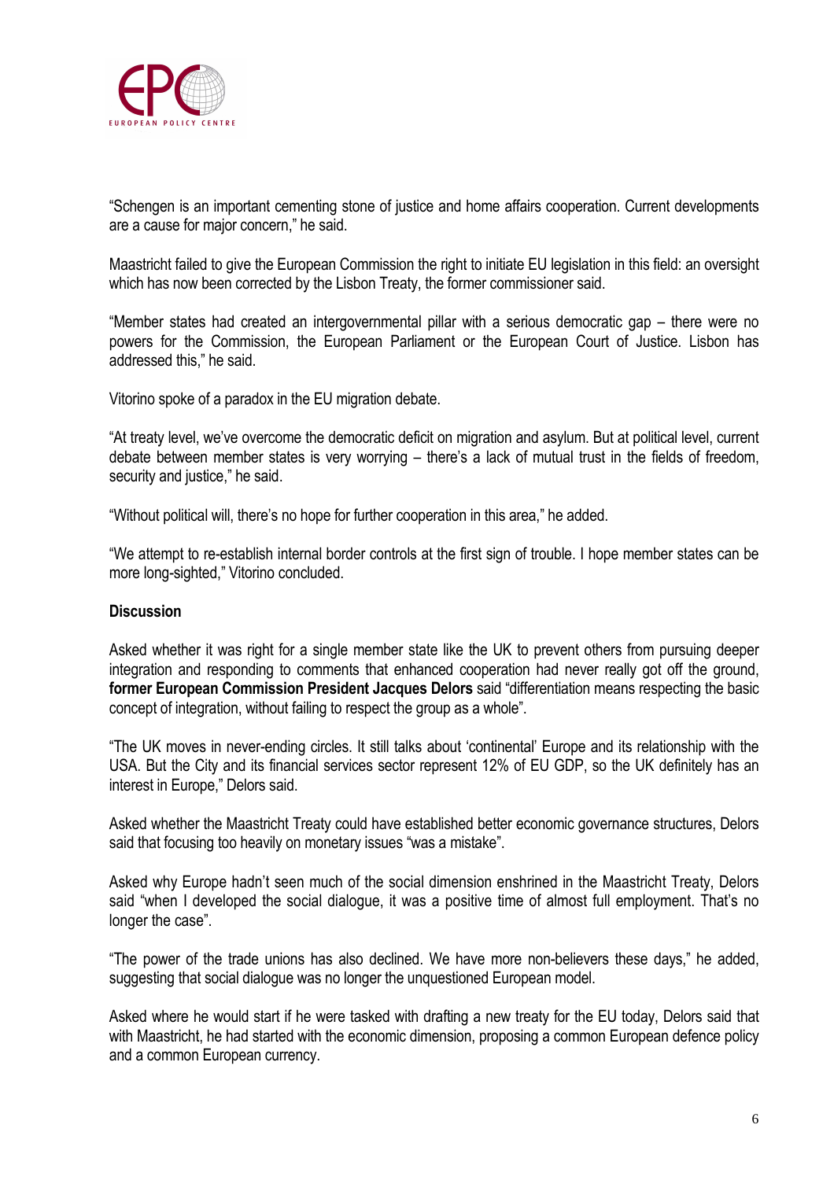"Schengen is an important cementing stone of justice and home affairs cooperation. Current developments are a cause for major concern," he said.

Maastricht failed to give the European Commission the right to initiate EU legislation in this field: an oversight which has now been corrected by the Lisbon Treaty, the former commissioner said.

"Member states had created an intergovernmental pillar with a serious democratic gap – there were no powers for the Commission, the European Parliament or the European Court of Justice. Lisbon has addressed this," he said.

Vitorino spoke of a paradox in the EU migration debate.

"At treaty level, we've overcome the democratic deficit on migration and asylum. But at political level, current debate between member states is very worrying – there's a lack of mutual trust in the fields of freedom, security and justice," he said.

"Without political will, there's no hope for further cooperation in this area," he added.

"We attempt to re-establish internal border controls at the first sign of trouble. I hope member states can be more long-sighted," Vitorino concluded.

**Discussion**

Asked whether it was right for a single member state like the UK to prevent others from pursuing deeper integration and responding to comments that enhanced cooperation had never really got off the ground, **former European Commission President Jacques Delors** said "differentiation means respecting the basic concept of integration, without failing to respect the group as a whole".

"The UK moves in never-ending circles. It still talks about 'continental' Europe and its relationship with the USA. But the City and its financial services sector represent 12% of EU GDP, so the UK definitely has an interest in Europe," Delors said.

Asked whether the Maastricht Treaty could have established better economic governance structures, Delors said that focusing too heavily on monetary issues "was a mistake".

Asked why Europe hadn't seen much of the social dimension enshrined in the Maastricht Treaty, Delors said "when I developed the social dialogue, it was a positive time of almost full employment. That's no longer the case".

"The power of the trade unions has also declined. We have more non-believers these days," he added, suggesting that social dialogue was no longer the unquestioned European model.

Asked where he would start if he were tasked with drafting a new treaty for the EU today, Delors said that with Maastricht, he had started with the economic dimension, proposing a common European defence policy and a common European currency.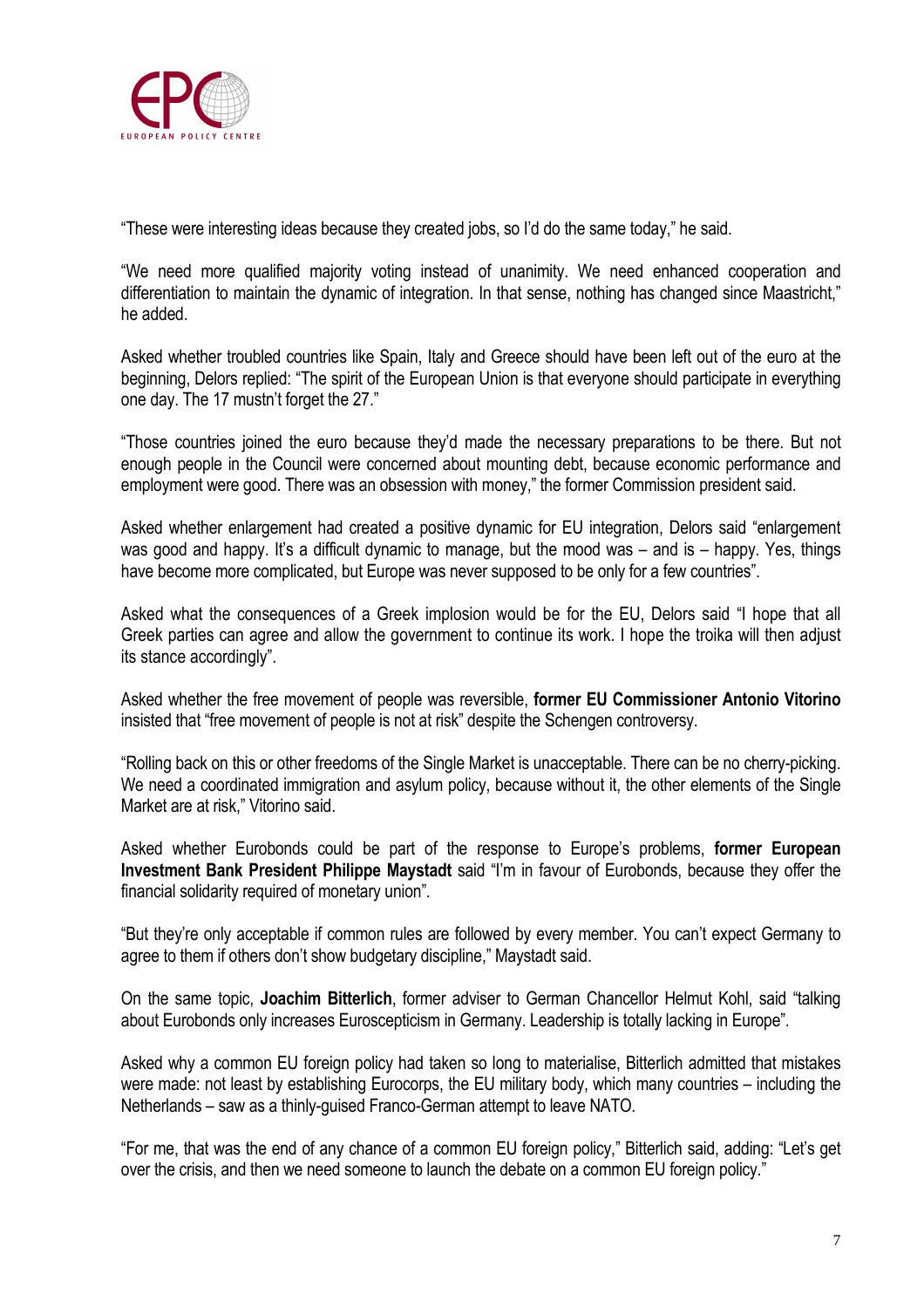"These were interesting ideas because they created jobs, so I'd do the same today," he said.

"We need more qualified majority voting instead of unanimity. We need enhanced cooperation and differentiation to maintain the dynamic of integration. In that sense, nothing has changed since Maastricht," he added.

Asked whether troubled countries like Spain, Italy and Greece should have been left out of the euro at the beginning, Delors replied: "The spirit of the European Union is that everyone should participate in everything one day. The 17 mustn't forget the 27."

"Those countries joined the euro because they'd made the necessary preparations to be there. But not enough people in the Council were concerned about mounting debt, because economic performance and employment were good. There was an obsession with money," the former Commission president said.

Asked whether enlargement had created a positive dynamic for EU integration, Delors said "enlargement was good and happy. It's a difficult dynamic to manage, but the mood was – and is – happy. Yes, things have become more complicated, but Europe was never supposed to be only for a few countries".

Asked what the consequences of a Greek implosion would be for the EU, Delors said "I hope that all Greek parties can agree and allow the government to continue its work. I hope the troika will then adjust its stance accordingly".

Asked whether the free movement of people was reversible, **former EU Commissioner Antonio Vitorino** insisted that "free movement of people is not at risk" despite the Schengen controversy.

"Rolling back on this or other freedoms of the Single Market is unacceptable. There can be no cherry-picking. We need a coordinated immigration and asylum policy, because without it, the other elements of the Single Market are at risk," Vitorino said.

Asked whether Eurobonds could be part of the response to Europe's problems, **former European Investment Bank President Philippe Maystadt** said "I'm in favour of Eurobonds, because they offer the financial solidarity required of monetary union".

"But they're only acceptable if common rules are followed by every member. You can't expect Germany to agree to them if others don't show budgetary discipline," Maystadt said.

On the same topic, **Joachim Bitterlich**, former adviser to German Chancellor Helmut Kohl, said "talking about Eurobonds only increases Euroscepticism in Germany. Leadership is totally lacking in Europe".

Asked why a common EU foreign policy had taken so long to materialise, Bitterlich admitted that mistakes were made: not least by establishing Eurocorps, the EU military body, which many countries – including the Netherlands – saw as a thinly-guised Franco-German attempt to leave NATO.

"For me, that was the end of any chance of a common EU foreign policy," Bitterlich said, adding: "Let's get over the crisis, and then we need someone to launch the debate on a common EU foreign policy."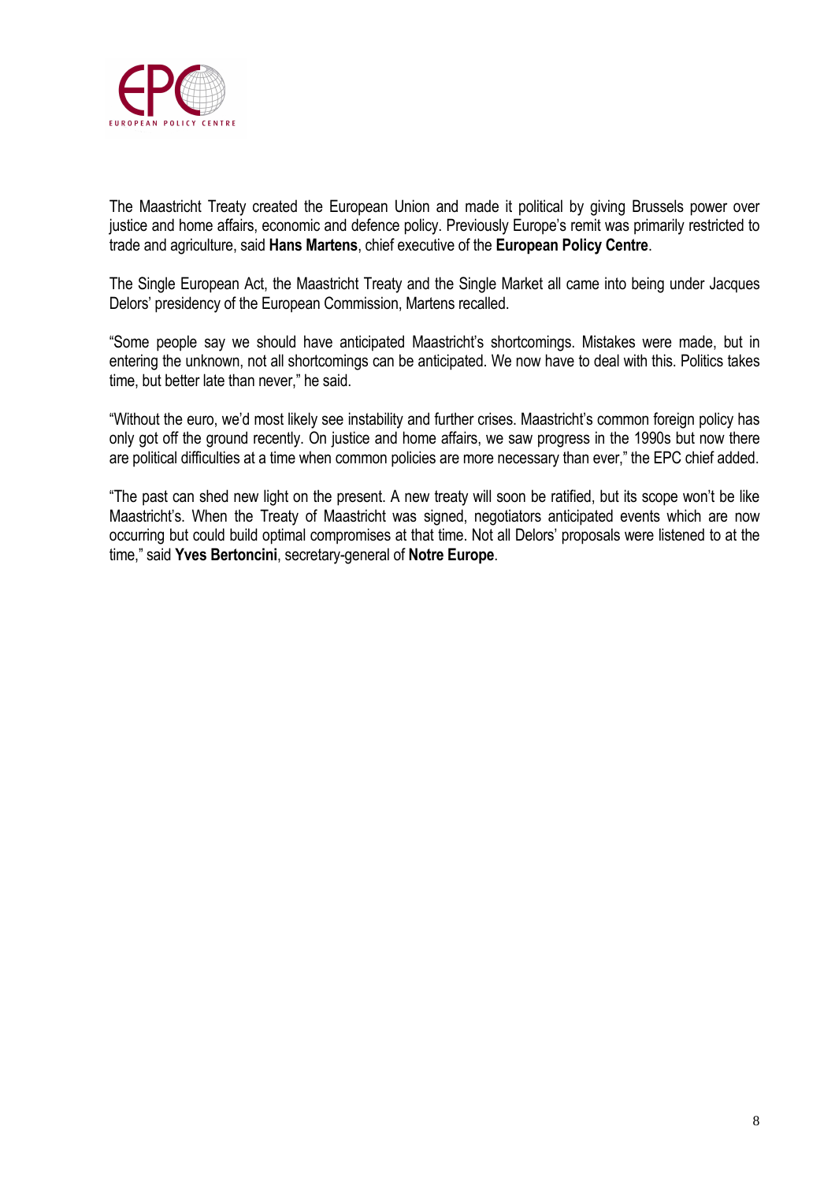The Maastricht Treaty created the European Union and made it political by giving Brussels power over justice and home affairs, economic and defence policy. Previously Europe's remit was primarily restricted to trade and agriculture, said **Hans Martens**, chief executive of the **European Policy Centre**.

The Single European Act, the Maastricht Treaty and the Single Market all came into being under Jacques Delors' presidency of the European Commission, Martens recalled.

"Some people say we should have anticipated Maastricht's shortcomings. Mistakes were made, but in entering the unknown, not all shortcomings can be anticipated. We now have to deal with this. Politics takes time, but better late than never," he said.

"Without the euro, we'd most likely see instability and further crises. Maastricht's common foreign policy has only got off the ground recently. On justice and home affairs, we saw progress in the 1990s but now there are political difficulties at a time when common policies are more necessary than ever," the EPC chief added.

"The past can shed new light on the present. A new treaty will soon be ratified, but its scope won't be like Maastricht's. When the Treaty of Maastricht was signed, negotiators anticipated events which are now occurring but could build optimal compromises at that time. Not all Delors' proposals were listened to at the time," said **Yves Bertoncini**, secretary-general of **Notre Europe**.